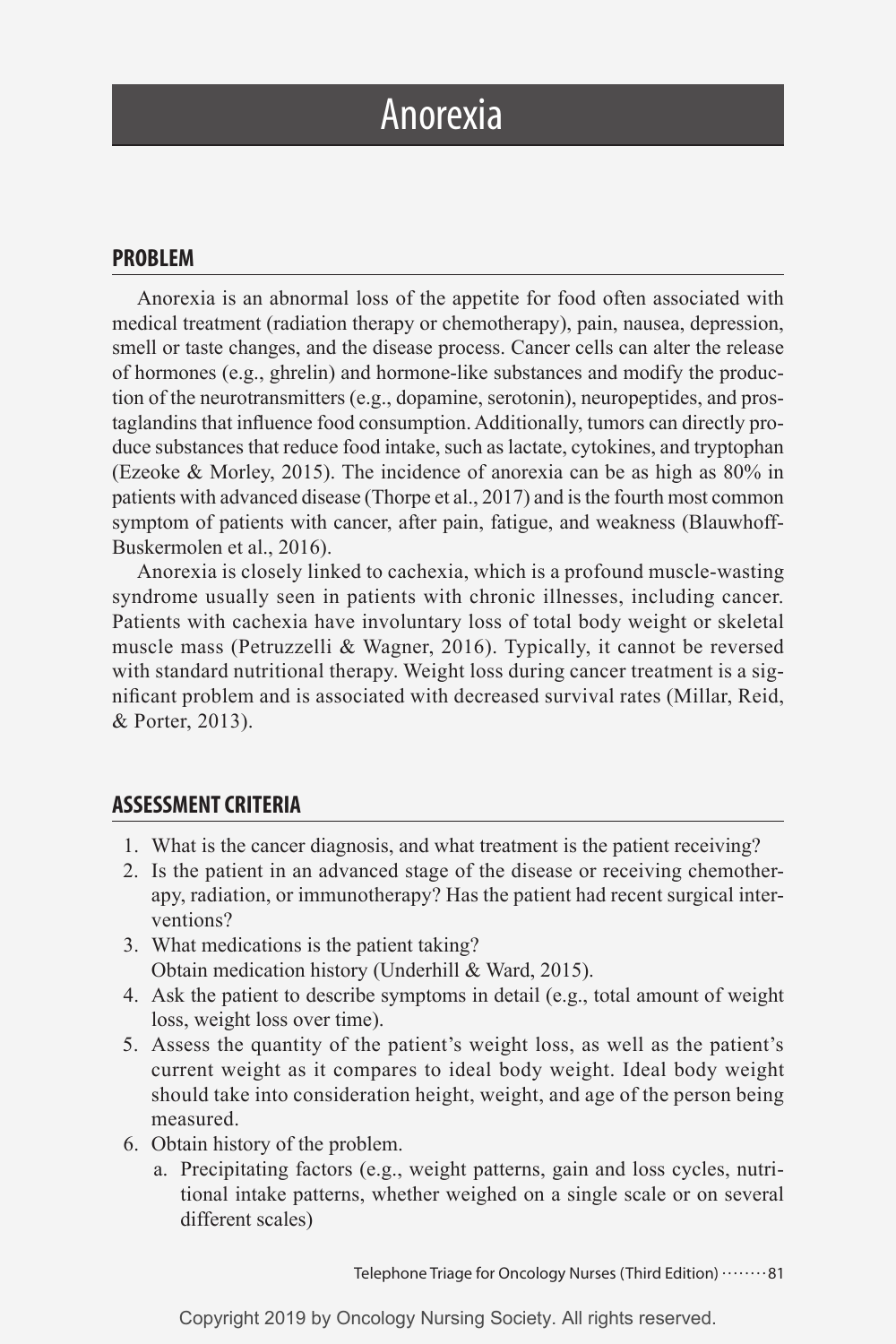# Anorexia

## PROBLEM

Anorexia is an abnormal loss of the appetite for food often associated with medical treatment (radiation therapy or chemotherapy), pain, nausea, depression, smell or taste changes, and the disease process. Cancer cells can alter the release of hormones (e.g., ghrelin) and hormone-like substances and modify the production of the neurotransmitters (e.g., dopamine, serotonin), neuropeptides, and prostaglandins that influence food consumption. Additionally, tumors can directly produce substances that reduce food intake, such as lactate, cytokines, and tryptophan (Ezeoke & Morley, 2015). The incidence of anorexia can be as high as 80% in patients with advanced disease (Thorpe et al., 2017) and is the fourth most common symptom of patients with cancer, after pain, fatigue, and weakness (Blauwhoff-Buskermolen et al., 2016).

Anorexia is closely linked to cachexia, which is a profound muscle-wasting syndrome usually seen in patients with chronic illnesses, including cancer. Patients with cachexia have involuntary loss of total body weight or skeletal muscle mass (Petruzzelli & Wagner, 2016). Typically, it cannot be reversed with standard nutritional therapy. Weight loss during cancer treatment is a significant problem and is associated with decreased survival rates (Millar, Reid, & Porter, 2013).

## ASSESSMENT CRITERIA

1. What is the cancer diagnosis, and what treatment is the patient receiving?
2. Is the patient in an advanced stage of the disease or receiving chemotherapy, radiation, or immunotherapy? Has the patient had recent surgical interventions?
3. What medications is the patient taking?
   Obtain medication history (Underhill & Ward, 2015).
4. Ask the patient to describe symptoms in detail (e.g., total amount of weight loss, weight loss over time).
5. Assess the quantity of the patient's weight loss, as well as the patient's current weight as it compares to ideal body weight. Ideal body weight should take into consideration height, weight, and age of the person being measured.
6. Obtain history of the problem.
   a. Precipitating factors (e.g., weight patterns, gain and loss cycles, nutritional intake patterns, whether weighed on a single scale or on several different scales)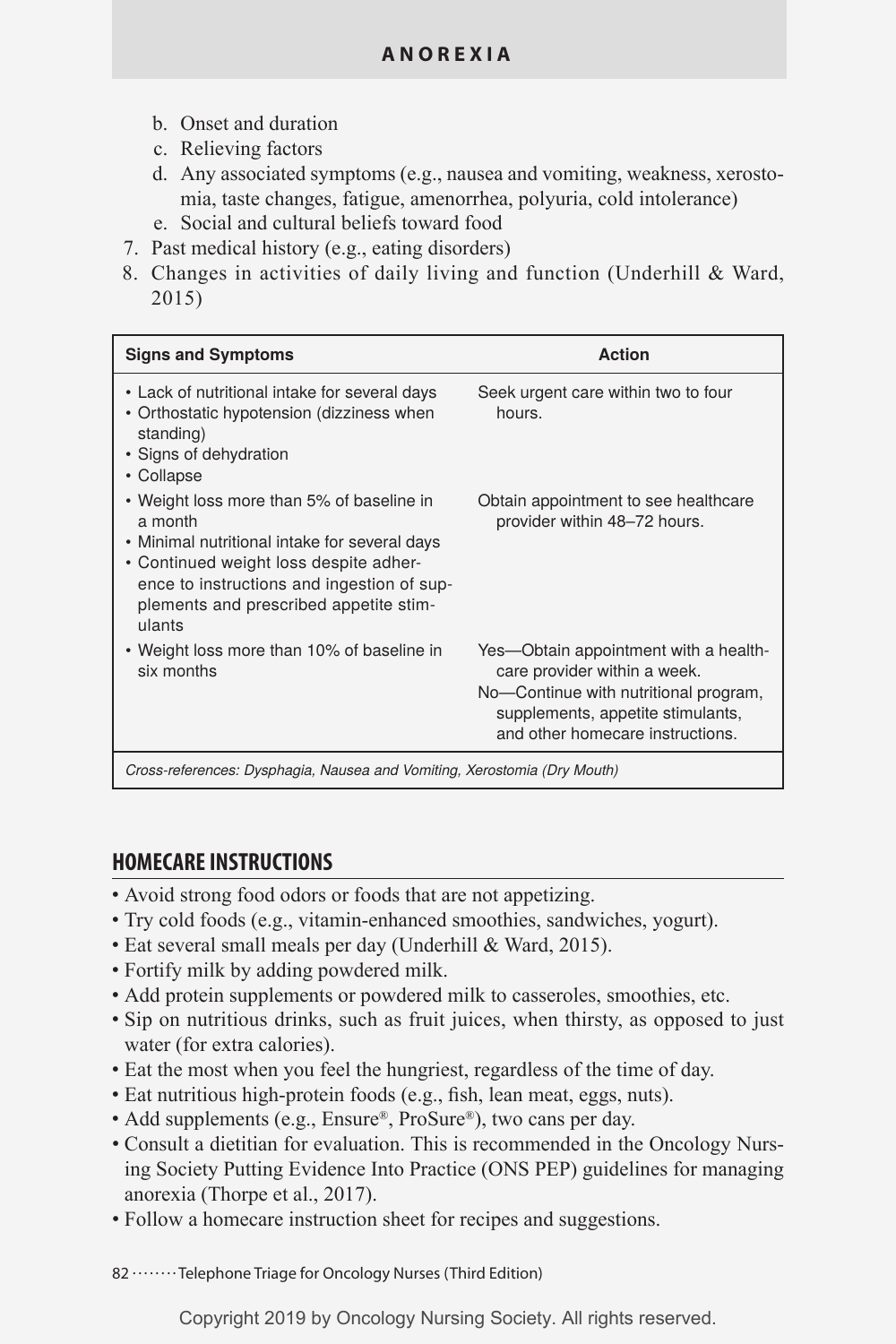b. Onset and duration
   c. Relieving factors
   d. Any associated symptoms (e.g., nausea and vomiting, weakness, xerostomia, taste changes, fatigue, amenorrhea, polyuria, cold intolerance)
   e. Social and cultural beliefs toward food
7. Past medical history (e.g., eating disorders)
8. Changes in activities of daily living and function (Underhill & Ward, 2015)

| Signs and Symptoms | Action |
|---|---|
| • Lack of nutritional intake for several days<br>• Orthostatic hypotension (dizziness when standing)<br>• Signs of dehydration<br>• Collapse | Seek urgent care within two to four hours. |
| • Weight loss more than 5% of baseline in a month<br>• Minimal nutritional intake for several days<br>• Continued weight loss despite adherence to instructions and ingestion of supplements and prescribed appetite stimulants | Obtain appointment to see healthcare provider within 48–72 hours. |
| • Weight loss more than 10% of baseline in six months | Yes—Obtain appointment with a healthcare provider within a week.<br>No—Continue with nutritional program, supplements, appetite stimulants, and other homecare instructions. |
| *Cross-references: Dysphagia, Nausea and Vomiting, Xerostomia (Dry Mouth)* | |

## HOMECARE INSTRUCTIONS

- Avoid strong food odors or foods that are not appetizing.
- Try cold foods (e.g., vitamin-enhanced smoothies, sandwiches, yogurt).
- Eat several small meals per day (Underhill & Ward, 2015).
- Fortify milk by adding powdered milk.
- Add protein supplements or powdered milk to casseroles, smoothies, etc.
- Sip on nutritious drinks, such as fruit juices, when thirsty, as opposed to just water (for extra calories).
- Eat the most when you feel the hungriest, regardless of the time of day.
- Eat nutritious high-protein foods (e.g., fish, lean meat, eggs, nuts).
- Add supplements (e.g., Ensure®, ProSure®), two cans per day.
- Consult a dietitian for evaluation. This is recommended in the Oncology Nursing Society Putting Evidence Into Practice (ONS PEP) guidelines for managing anorexia (Thorpe et al., 2017).
- Follow a homecare instruction sheet for recipes and suggestions.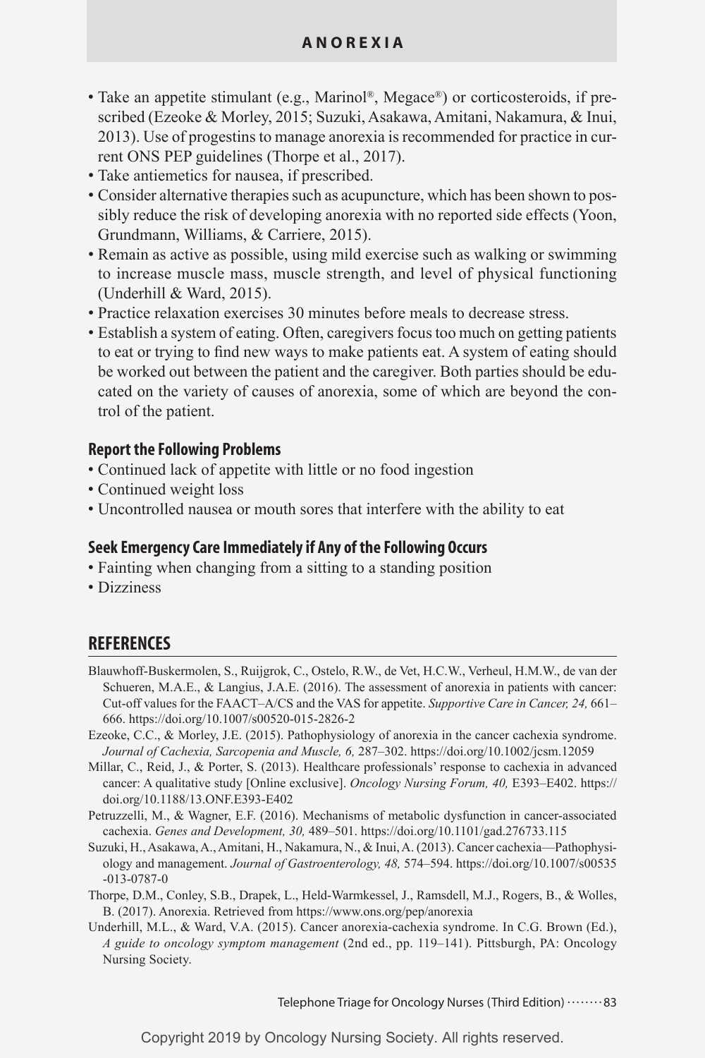- Take an appetite stimulant (e.g., Marinol®, Megace®) or corticosteroids, if prescribed (Ezeoke & Morley, 2015; Suzuki, Asakawa, Amitani, Nakamura, & Inui, 2013). Use of progestins to manage anorexia is recommended for practice in current ONS PEP guidelines (Thorpe et al., 2017).
- Take antiemetics for nausea, if prescribed.
- Consider alternative therapies such as acupuncture, which has been shown to possibly reduce the risk of developing anorexia with no reported side effects (Yoon, Grundmann, Williams, & Carriere, 2015).
- Remain as active as possible, using mild exercise such as walking or swimming to increase muscle mass, muscle strength, and level of physical functioning (Underhill & Ward, 2015).
- Practice relaxation exercises 30 minutes before meals to decrease stress.
- Establish a system of eating. Often, caregivers focus too much on getting patients to eat or trying to find new ways to make patients eat. A system of eating should be worked out between the patient and the caregiver. Both parties should be educated on the variety of causes of anorexia, some of which are beyond the control of the patient.

### Report the Following Problems

- Continued lack of appetite with little or no food ingestion
- Continued weight loss
- Uncontrolled nausea or mouth sores that interfere with the ability to eat

### Seek Emergency Care Immediately if Any of the Following Occurs

- Fainting when changing from a sitting to a standing position
- Dizziness

## REFERENCES

Blauwhoff-Buskermolen, S., Ruijgrok, C., Ostelo, R.W., de Vet, H.C.W., Verheul, H.M.W., de van der Schueren, M.A.E., & Langius, J.A.E. (2016). The assessment of anorexia in patients with cancer: Cut-off values for the FAACT–A/CS and the VAS for appetite. *Supportive Care in Cancer, 24,* 661–666. https://doi.org/10.1007/s00520-015-2826-2

Ezeoke, C.C., & Morley, J.E. (2015). Pathophysiology of anorexia in the cancer cachexia syndrome. *Journal of Cachexia, Sarcopenia and Muscle, 6,* 287–302. https://doi.org/10.1002/jcsm.12059

Millar, C., Reid, J., & Porter, S. (2013). Healthcare professionals' response to cachexia in advanced cancer: A qualitative study [Online exclusive]. *Oncology Nursing Forum, 40,* E393–E402. https://doi.org/10.1188/13.ONF.E393-E402

Petruzzelli, M., & Wagner, E.F. (2016). Mechanisms of metabolic dysfunction in cancer-associated cachexia. *Genes and Development, 30,* 489–501. https://doi.org/10.1101/gad.276733.115

Suzuki, H., Asakawa, A., Amitani, H., Nakamura, N., & Inui, A. (2013). Cancer cachexia—Pathophysiology and management. *Journal of Gastroenterology, 48,* 574–594. https://doi.org/10.1007/s00535-013-0787-0

Thorpe, D.M., Conley, S.B., Drapek, L., Held-Warmkessel, J., Ramsdell, M.J., Rogers, B., & Wolles, B. (2017). Anorexia. Retrieved from https://www.ons.org/pep/anorexia

Underhill, M.L., & Ward, V.A. (2015). Cancer anorexia-cachexia syndrome. In C.G. Brown (Ed.), *A guide to oncology symptom management* (2nd ed., pp. 119–141). Pittsburgh, PA: Oncology Nursing Society.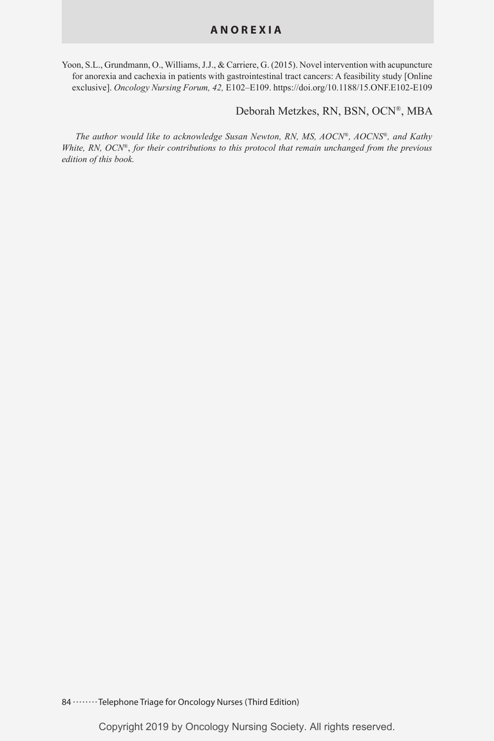Yoon, S.L., Grundmann, O., Williams, J.J., & Carriere, G. (2015). Novel intervention with acupuncture for anorexia and cachexia in patients with gastrointestinal tract cancers: A feasibility study [Online exclusive]. *Oncology Nursing Forum, 42,* E102–E109. https://doi.org/10.1188/15.ONF.E102-E109

Deborah Metzkes, RN, BSN, OCN®, MBA

*The author would like to acknowledge Susan Newton, RN, MS, AOCN®, AOCNS®, and Kathy White, RN, OCN®, for their contributions to this protocol that remain unchanged from the previous edition of this book.*